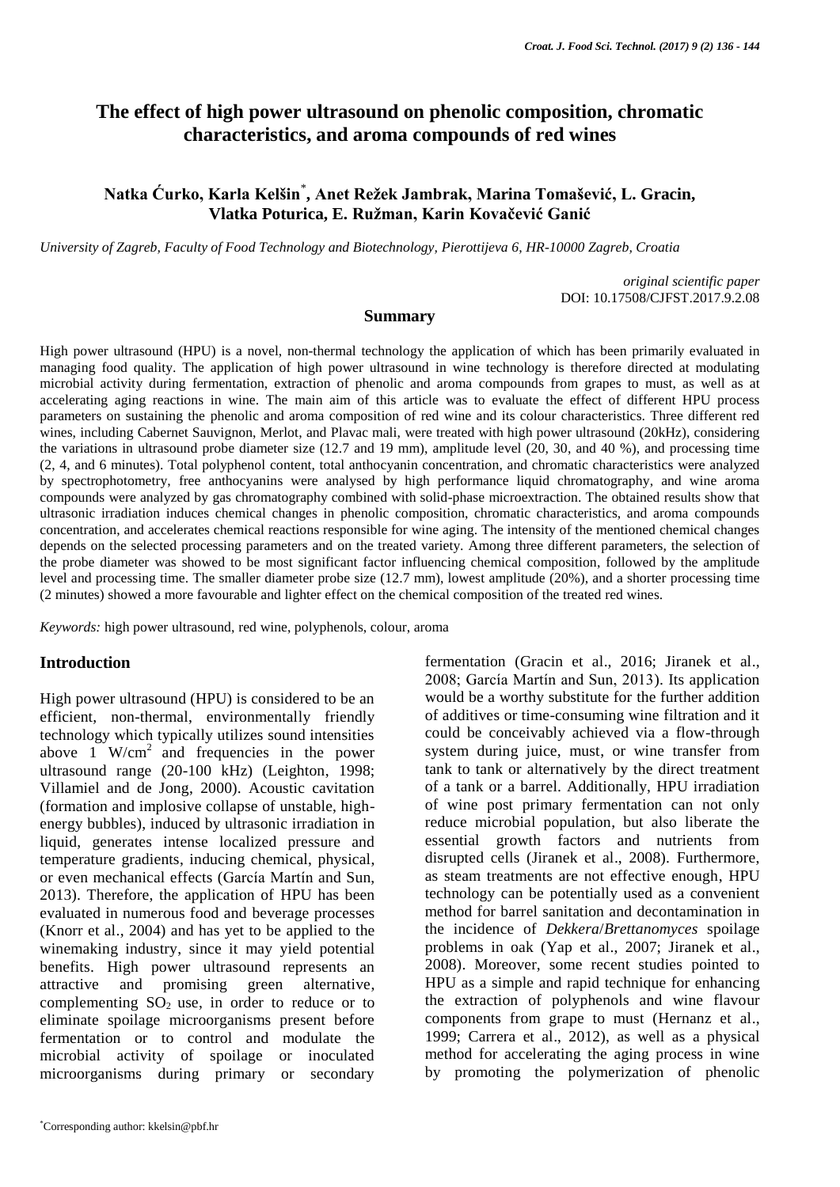# The effect of high power ultrasound on phenolic composition, chromatic characteristics, and aroma compounds of red wines

**Natka Ćurko, Karla Kelšin[*], Anet Režek Jambrak, Marina Tomašević, L. Gracin, Vlatka Poturica, E. Ružman, Karin Kovačević Ganić**

*University of Zagreb, Faculty of Food Technology and Biotechnology, Pierottijeva 6, HR-10000 Zagreb, Croatia*

*original scientific paper*
DOI: 10.17508/CJFST.2017.9.2.08

## Summary

High power ultrasound (HPU) is a novel, non-thermal technology the application of which has been primarily evaluated in managing food quality. The application of high power ultrasound in wine technology is therefore directed at modulating microbial activity during fermentation, extraction of phenolic and aroma compounds from grapes to must, as well as at accelerating aging reactions in wine. The main aim of this article was to evaluate the effect of different HPU process parameters on sustaining the phenolic and aroma composition of red wine and its colour characteristics. Three different red wines, including Cabernet Sauvignon, Merlot, and Plavac mali, were treated with high power ultrasound (20kHz), considering the variations in ultrasound probe diameter size (12.7 and 19 mm), amplitude level (20, 30, and 40 %), and processing time (2, 4, and 6 minutes). Total polyphenol content, total anthocyanin concentration, and chromatic characteristics were analyzed by spectrophotometry, free anthocyanins were analysed by high performance liquid chromatography, and wine aroma compounds were analyzed by gas chromatography combined with solid-phase microextraction. The obtained results show that ultrasonic irradiation induces chemical changes in phenolic composition, chromatic characteristics, and aroma compounds concentration, and accelerates chemical reactions responsible for wine aging. The intensity of the mentioned chemical changes depends on the selected processing parameters and on the treated variety. Among three different parameters, the selection of the probe diameter was showed to be most significant factor influencing chemical composition, followed by the amplitude level and processing time. The smaller diameter probe size (12.7 mm), lowest amplitude (20%), and a shorter processing time (2 minutes) showed a more favourable and lighter effect on the chemical composition of the treated red wines.

*Keywords:* high power ultrasound, red wine, polyphenols, colour, aroma

## Introduction

High power ultrasound (HPU) is considered to be an efficient, non-thermal, environmentally friendly technology which typically utilizes sound intensities above 1 W/cm$^2$ and frequencies in the power ultrasound range (20-100 kHz) (Leighton, 1998; Villamiel and de Jong, 2000). Acoustic cavitation (formation and implosive collapse of unstable, high-energy bubbles), induced by ultrasonic irradiation in liquid, generates intense localized pressure and temperature gradients, inducing chemical, physical, or even mechanical effects (García Martín and Sun, 2013). Therefore, the application of HPU has been evaluated in numerous food and beverage processes (Knorr et al., 2004) and has yet to be applied to the winemaking industry, since it may yield potential benefits. High power ultrasound represents an attractive and promising green alternative, complementing $SO_2$ use, in order to reduce or to eliminate spoilage microorganisms present before fermentation or to control and modulate the microbial activity of spoilage or inoculated microorganisms during primary or secondary fermentation (Gracin et al., 2016; Jiranek et al., 2008; García Martín and Sun, 2013). Its application would be a worthy substitute for the further addition of additives or time-consuming wine filtration and it could be conceivably achieved via a flow-through system during juice, must, or wine transfer from tank to tank or alternatively by the direct treatment of a tank or a barrel. Additionally, HPU irradiation of wine post primary fermentation can not only reduce microbial population, but also liberate the essential growth factors and nutrients from disrupted cells (Jiranek et al., 2008). Furthermore, as steam treatments are not effective enough, HPU technology can be potentially used as a convenient method for barrel sanitation and decontamination in the incidence of *Dekkera*/*Brettanomyces* spoilage problems in oak (Yap et al., 2007; Jiranek et al., 2008). Moreover, some recent studies pointed to HPU as a simple and rapid technique for enhancing the extraction of polyphenols and wine flavour components from grape to must (Hernanz et al., 1999; Carrera et al., 2012), as well as a physical method for accelerating the aging process in wine by promoting the polymerization of phenolic

[*]Corresponding author: kkelsin@pbf.hr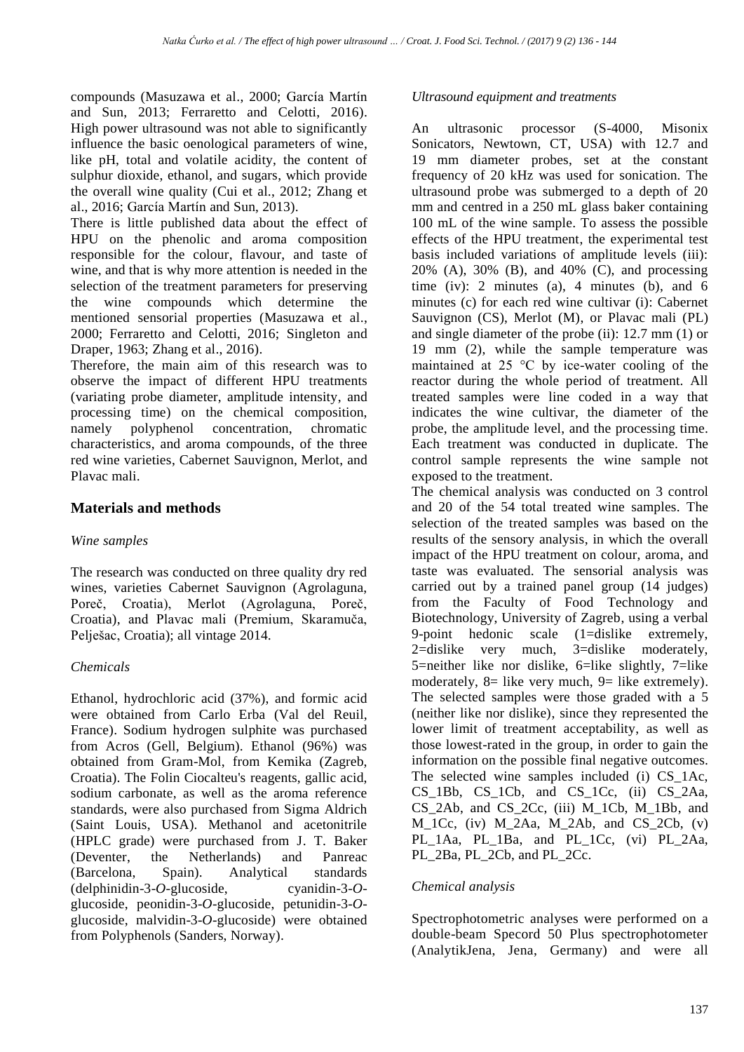compounds (Masuzawa et al., 2000; García Martín and Sun, 2013; Ferraretto and Celotti, 2016). High power ultrasound was not able to significantly influence the basic oenological parameters of wine, like pH, total and volatile acidity, the content of sulphur dioxide, ethanol, and sugars, which provide the overall wine quality (Cui et al., 2012; Zhang et al., 2016; García Martín and Sun, 2013).

There is little published data about the effect of HPU on the phenolic and aroma composition responsible for the colour, flavour, and taste of wine, and that is why more attention is needed in the selection of the treatment parameters for preserving the wine compounds which determine the mentioned sensorial properties (Masuzawa et al., 2000; Ferraretto and Celotti, 2016; Singleton and Draper, 1963; Zhang et al., 2016).

Therefore, the main aim of this research was to observe the impact of different HPU treatments (variating probe diameter, amplitude intensity, and processing time) on the chemical composition, namely polyphenol concentration, chromatic characteristics, and aroma compounds, of the three red wine varieties, Cabernet Sauvignon, Merlot, and Plavac mali.

## Materials and methods

### *Wine samples*

The research was conducted on three quality dry red wines, varieties Cabernet Sauvignon (Agrolaguna, Poreč, Croatia), Merlot (Agrolaguna, Poreč, Croatia), and Plavac mali (Premium, Skaramuča, Pelješac, Croatia); all vintage 2014.

### *Chemicals*

Ethanol, hydrochloric acid (37%), and formic acid were obtained from Carlo Erba (Val del Reuil, France). Sodium hydrogen sulphite was purchased from Acros (Gell, Belgium). Ethanol (96%) was obtained from Gram-Mol, from Kemika (Zagreb, Croatia). The Folin Ciocalteu's reagents, gallic acid, sodium carbonate, as well as the aroma reference standards, were also purchased from Sigma Aldrich (Saint Louis, USA). Methanol and acetonitrile (HPLC grade) were purchased from J. T. Baker (Deventer, the Netherlands) and Panreac (Barcelona, Spain). Analytical standards (delphinidin-3-*O*-glucoside, cyanidin-3-*O*-glucoside, peonidin-3-*O*-glucoside, petunidin-3-*O*-glucoside, malvidin-3-*O*-glucoside) were obtained from Polyphenols (Sanders, Norway).

### *Ultrasound equipment and treatments*

An ultrasonic processor (S-4000, Misonix Sonicators, Newtown, CT, USA) with 12.7 and 19 mm diameter probes, set at the constant frequency of 20 kHz was used for sonication. The ultrasound probe was submerged to a depth of 20 mm and centred in a 250 mL glass baker containing 100 mL of the wine sample. To assess the possible effects of the HPU treatment, the experimental test basis included variations of amplitude levels (iii): 20% (A), 30% (B), and 40% (C), and processing time (iv): 2 minutes (a), 4 minutes (b), and 6 minutes (c) for each red wine cultivar (i): Cabernet Sauvignon (CS), Merlot (M), or Plavac mali (PL) and single diameter of the probe (ii): 12.7 mm (1) or 19 mm (2), while the sample temperature was maintained at 25 °C by ice-water cooling of the reactor during the whole period of treatment. All treated samples were line coded in a way that indicates the wine cultivar, the diameter of the probe, the amplitude level, and the processing time. Each treatment was conducted in duplicate. The control sample represents the wine sample not exposed to the treatment.

The chemical analysis was conducted on 3 control and 20 of the 54 total treated wine samples. The selection of the treated samples was based on the results of the sensory analysis, in which the overall impact of the HPU treatment on colour, aroma, and taste was evaluated. The sensorial analysis was carried out by a trained panel group (14 judges) from the Faculty of Food Technology and Biotechnology, University of Zagreb, using a verbal 9-point hedonic scale (1=dislike extremely, 2=dislike very much, 3=dislike moderately, 5=neither like nor dislike, 6=like slightly, 7=like moderately, 8= like very much, 9= like extremely). The selected samples were those graded with a 5 (neither like nor dislike), since they represented the lower limit of treatment acceptability, as well as those lowest-rated in the group, in order to gain the information on the possible final negative outcomes. The selected wine samples included (i) CS_1Ac, CS_1Bb, CS_1Cb, and CS_1Cc, (ii) CS_2Aa, CS_2Ab, and CS_2Cc, (iii) M_1Cb, M_1Bb, and M_1Cc, (iv) M_2Aa, M_2Ab, and CS_2Cb, (v) PL_1Aa, PL_1Ba, and PL_1Cc, (vi) PL_2Aa, PL_2Ba, PL_2Cb, and PL_2Cc.

### *Chemical analysis*

Spectrophotometric analyses were performed on a double-beam Specord 50 Plus spectrophotometer (AnalytikJena, Jena, Germany) and were all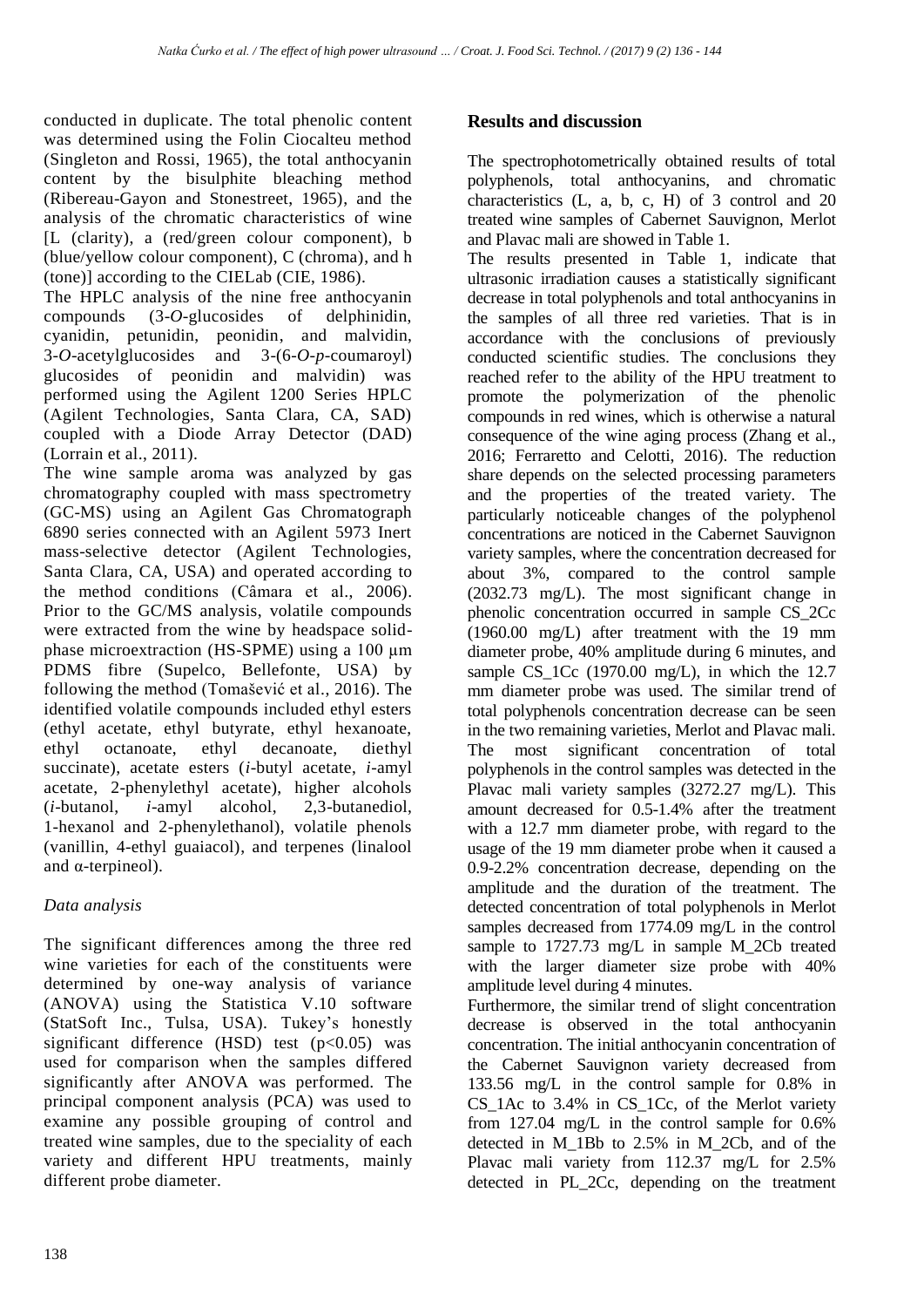conducted in duplicate. The total phenolic content was determined using the Folin Ciocalteu method (Singleton and Rossi, 1965), the total anthocyanin content by the bisulphite bleaching method (Ribereau-Gayon and Stonestreet, 1965), and the analysis of the chromatic characteristics of wine [L (clarity), a (red/green colour component), b (blue/yellow colour component), C (chroma), and h (tone)] according to the CIELab (CIE, 1986).

The HPLC analysis of the nine free anthocyanin compounds (3-*O*-glucosides of delphinidin, cyanidin, petunidin, peonidin, and malvidin, 3-*O*-acetylglucosides and 3-(6-*O*-*p*-coumaroyl) glucosides of peonidin and malvidin) was performed using the Agilent 1200 Series HPLC (Agilent Technologies, Santa Clara, CA, SAD) coupled with a Diode Array Detector (DAD) (Lorrain et al., 2011).

The wine sample aroma was analyzed by gas chromatography coupled with mass spectrometry (GC-MS) using an Agilent Gas Chromatograph 6890 series connected with an Agilent 5973 Inert mass-selective detector (Agilent Technologies, Santa Clara, CA, USA) and operated according to the method conditions (Câmara et al., 2006). Prior to the GC/MS analysis, volatile compounds were extracted from the wine by headspace solid-phase microextraction (HS-SPME) using a 100 μm PDMS fibre (Supelco, Bellefonte, USA) by following the method (Tomašević et al., 2016). The identified volatile compounds included ethyl esters (ethyl acetate, ethyl butyrate, ethyl hexanoate, ethyl octanoate, ethyl decanoate, diethyl succinate), acetate esters (*i*-butyl acetate, *i*-amyl acetate, 2-phenylethyl acetate), higher alcohols (*i*-butanol, *i*-amyl alcohol, 2,3-butanediol, 1-hexanol and 2-phenylethanol), volatile phenols (vanillin, 4-ethyl guaiacol), and terpenes (linalool and α-terpineol).

### *Data analysis*

The significant differences among the three red wine varieties for each of the constituents were determined by one-way analysis of variance (ANOVA) using the Statistica V.10 software (StatSoft Inc., Tulsa, USA). Tukey's honestly significant difference (HSD) test ($p<0.05$) was used for comparison when the samples differed significantly after ANOVA was performed. The principal component analysis (PCA) was used to examine any possible grouping of control and treated wine samples, due to the speciality of each variety and different HPU treatments, mainly different probe diameter.

## Results and discussion

The spectrophotometrically obtained results of total polyphenols, total anthocyanins, and chromatic characteristics (L, a, b, c, H) of 3 control and 20 treated wine samples of Cabernet Sauvignon, Merlot and Plavac mali are showed in Table 1.

The results presented in Table 1, indicate that ultrasonic irradiation causes a statistically significant decrease in total polyphenols and total anthocyanins in the samples of all three red varieties. That is in accordance with the conclusions of previously conducted scientific studies. The conclusions they reached refer to the ability of the HPU treatment to promote the polymerization of the phenolic compounds in red wines, which is otherwise a natural consequence of the wine aging process (Zhang et al., 2016; Ferraretto and Celotti, 2016). The reduction share depends on the selected processing parameters and the properties of the treated variety. The particularly noticeable changes of the polyphenol concentrations are noticed in the Cabernet Sauvignon variety samples, where the concentration decreased for about 3%, compared to the control sample (2032.73 mg/L). The most significant change in phenolic concentration occurred in sample CS_2Cc (1960.00 mg/L) after treatment with the 19 mm diameter probe, 40% amplitude during 6 minutes, and sample CS_1Cc (1970.00 mg/L), in which the 12.7 mm diameter probe was used. The similar trend of total polyphenols concentration decrease can be seen in the two remaining varieties, Merlot and Plavac mali. The most significant concentration of total polyphenols in the control samples was detected in the Plavac mali variety samples (3272.27 mg/L). This amount decreased for 0.5-1.4% after the treatment with a 12.7 mm diameter probe, with regard to the usage of the 19 mm diameter probe when it caused a 0.9-2.2% concentration decrease, depending on the amplitude and the duration of the treatment. The detected concentration of total polyphenols in Merlot samples decreased from 1774.09 mg/L in the control sample to 1727.73 mg/L in sample M_2Cb treated with the larger diameter size probe with 40% amplitude level during 4 minutes.

Furthermore, the similar trend of slight concentration decrease is observed in the total anthocyanin concentration. The initial anthocyanin concentration of the Cabernet Sauvignon variety decreased from 133.56 mg/L in the control sample for 0.8% in CS_1Ac to 3.4% in CS_1Cc, of the Merlot variety from 127.04 mg/L in the control sample for 0.6% detected in M_1Bb to 2.5% in M_2Cb, and of the Plavac mali variety from 112.37 mg/L for 2.5% detected in PL_2Cc, depending on the treatment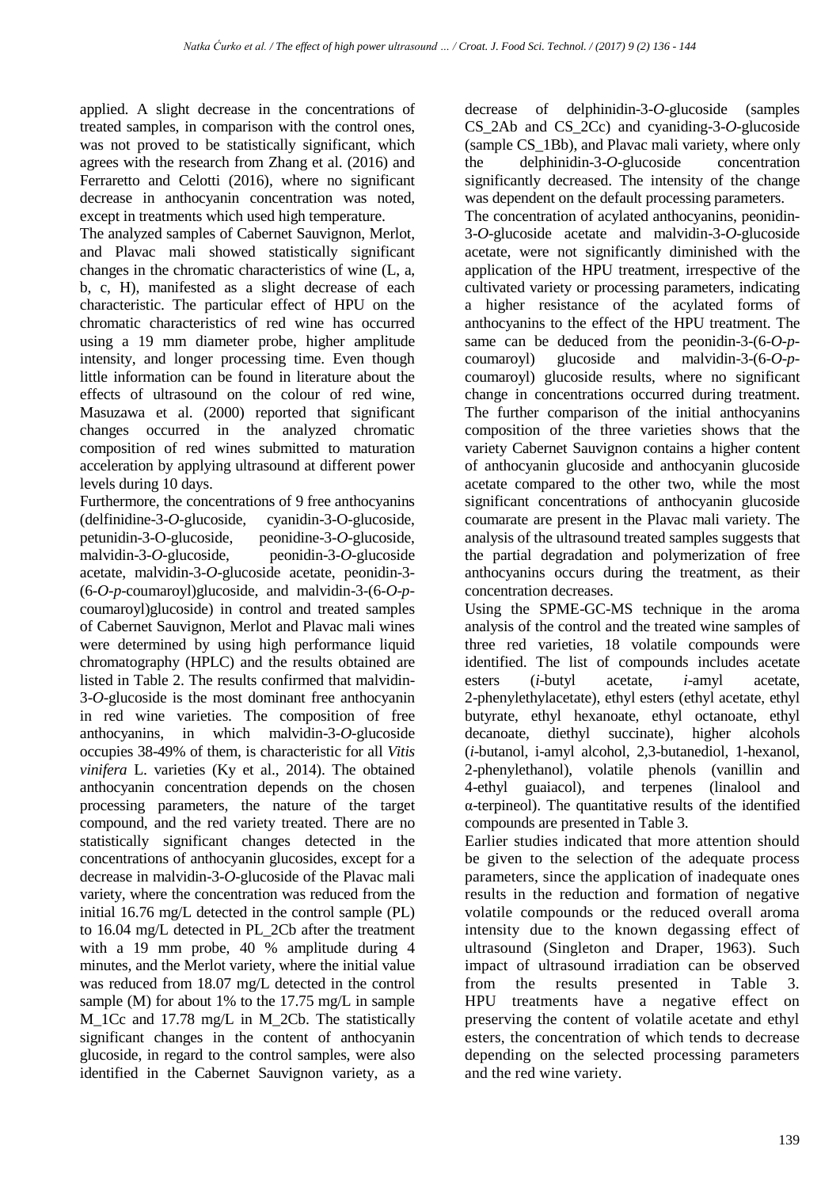applied. A slight decrease in the concentrations of treated samples, in comparison with the control ones, was not proved to be statistically significant, which agrees with the research from Zhang et al. (2016) and Ferraretto and Celotti (2016), where no significant decrease in anthocyanin concentration was noted, except in treatments which used high temperature.

The analyzed samples of Cabernet Sauvignon, Merlot, and Plavac mali showed statistically significant changes in the chromatic characteristics of wine (L, a, b, c, H), manifested as a slight decrease of each characteristic. The particular effect of HPU on the chromatic characteristics of red wine has occurred using a 19 mm diameter probe, higher amplitude intensity, and longer processing time. Even though little information can be found in literature about the effects of ultrasound on the colour of red wine, Masuzawa et al. (2000) reported that significant changes occurred in the analyzed chromatic composition of red wines submitted to maturation acceleration by applying ultrasound at different power levels during 10 days.

Furthermore, the concentrations of 9 free anthocyanins (delfinidine-3-*O*-glucoside, cyanidin-3-O-glucoside, petunidin-3-O-glucoside, peonidine-3-*O*-glucoside, malvidin-3-*O*-glucoside, peonidin-3-*O*-glucoside acetate, malvidin-3-*O*-glucoside acetate, peonidin-3-(6-*O*-*p*-coumaroyl)glucoside, and malvidin-3-(6-*O*-*p*-coumaroyl)glucoside) in control and treated samples of Cabernet Sauvignon, Merlot and Plavac mali wines were determined by using high performance liquid chromatography (HPLC) and the results obtained are listed in Table 2. The results confirmed that malvidin-3-*O*-glucoside is the most dominant free anthocyanin in red wine varieties. The composition of free anthocyanins, in which malvidin-3-*O*-glucoside occupies 38-49% of them, is characteristic for all *Vitis vinifera* L. varieties (Ky et al., 2014). The obtained anthocyanin concentration depends on the chosen processing parameters, the nature of the target compound, and the red variety treated. There are no statistically significant changes detected in the concentrations of anthocyanin glucosides, except for a decrease in malvidin-3-*O*-glucoside of the Plavac mali variety, where the concentration was reduced from the initial 16.76 mg/L detected in the control sample (PL) to 16.04 mg/L detected in PL_2Cb after the treatment with a 19 mm probe, 40 % amplitude during 4 minutes, and the Merlot variety, where the initial value was reduced from 18.07 mg/L detected in the control sample (M) for about 1% to the 17.75 mg/L in sample M_1Cc and 17.78 mg/L in M_2Cb. The statistically significant changes in the content of anthocyanin glucoside, in regard to the control samples, were also identified in the Cabernet Sauvignon variety, as a decrease of delphinidin-3-*O*-glucoside (samples CS_2Ab and CS_2Cc) and cyaniding-3-*O*-glucoside (sample CS_1Bb), and Plavac mali variety, where only the delphinidin-3-*O*-glucoside concentration significantly decreased. The intensity of the change was dependent on the default processing parameters.

The concentration of acylated anthocyanins, peonidin-3-*O*-glucoside acetate and malvidin-3-*O*-glucoside acetate, were not significantly diminished with the application of the HPU treatment, irrespective of the cultivated variety or processing parameters, indicating a higher resistance of the acylated forms of anthocyanins to the effect of the HPU treatment. The same can be deduced from the peonidin-3-(6-*O*-*p*-coumaroyl) glucoside and malvidin-3-(6-*O*-*p*-coumaroyl) glucoside results, where no significant change in concentrations occurred during treatment. The further comparison of the initial anthocyanins composition of the three varieties shows that the variety Cabernet Sauvignon contains a higher content of anthocyanin glucoside and anthocyanin glucoside acetate compared to the other two, while the most significant concentrations of anthocyanin glucoside coumarate are present in the Plavac mali variety. The analysis of the ultrasound treated samples suggests that the partial degradation and polymerization of free anthocyanins occurs during the treatment, as their concentration decreases.

Using the SPME-GC-MS technique in the aroma analysis of the control and the treated wine samples of three red varieties, 18 volatile compounds were identified. The list of compounds includes acetate esters (*i*-butyl acetate, *i*-amyl acetate, 2-phenylethylacetate), ethyl esters (ethyl acetate, ethyl butyrate, ethyl hexanoate, ethyl octanoate, ethyl decanoate, diethyl succinate), higher alcohols (*i*-butanol, i-amyl alcohol, 2,3-butanediol, 1-hexanol, 2-phenylethanol), volatile phenols (vanillin and 4-ethyl guaiacol), and terpenes (linalool and α-terpineol). The quantitative results of the identified compounds are presented in Table 3.

Earlier studies indicated that more attention should be given to the selection of the adequate process parameters, since the application of inadequate ones results in the reduction and formation of negative volatile compounds or the reduced overall aroma intensity due to the known degassing effect of ultrasound (Singleton and Draper, 1963). Such impact of ultrasound irradiation can be observed from the results presented in Table 3. HPU treatments have a negative effect on preserving the content of volatile acetate and ethyl esters, the concentration of which tends to decrease depending on the selected processing parameters and the red wine variety.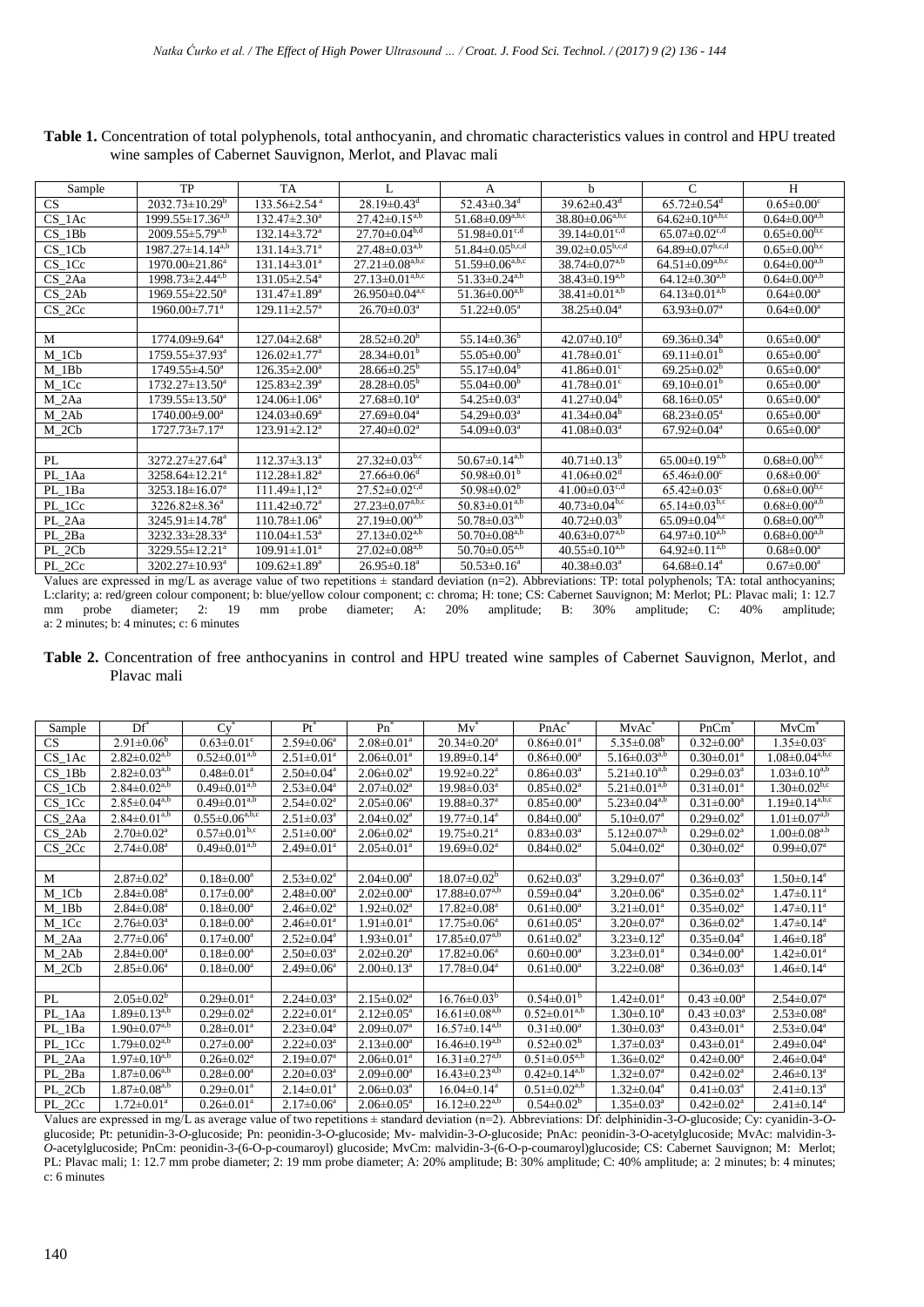**Table 1.** Concentration of total polyphenols, total anthocyanin, and chromatic characteristics values in control and HPU treated wine samples of Cabernet Sauvignon, Merlot, and Plavac mali

| Sample | TP | TA | L | A | b | C | H |
|---|---|---|---|---|---|---|---|
| CS | 2032.73±10.29[b] | 133.56±2.54[a] | 28.19±0.43[d] | 52.43±0.34[d] | 39.62±0.43[d] | 65.72±0.54[d] | 0.65±0.00[c] |
| CS_1Ac | 1999.55±17.36[a,b] | 132.47±2.30[a] | 27.42±0.15[a,b] | 51.68±0.09[a,b,c] | 38.80±0.06[a,b,c] | 64.62±0.10[a,b,c] | 0.64±0.00[a,b] |
| CS_1Bb | 2009.55±5.79[a,b] | 132.14±3.72[a] | 27.70±0.04[b,d] | 51.98±0.01[c,d] | 39.14±0.01[c,d] | 65.07±0.02[c,d] | 0.65±0.00[b,c] |
| CS_1Cb | 1987.27±14.14[a,b] | 131.14±3.71[a] | 27.48±0.03[a,b] | 51.84±0.05[b,c,d] | 39.02±0.05[b,c,d] | 64.89±0.07[b,c,d] | 0.65±0.00[b,c] |
| CS_1Cc | 1970.00±21.86[a] | 131.14±3.01[a] | 27.21±0.08[a,b,c] | 51.59±0.06[a,b,c] | 38.74±0.07[a,b] | 64.51±0.09[a,b,c] | 0.64±0.00[a,b] |
| CS_2Aa | 1998.73±2.44[a,b] | 131.05±2.54[a] | 27.13±0.01[a,b,c] | 51.33±0.24[a,b] | 38.43±0.19[a,b] | 64.12±0.30[a,b] | 0.64±0.00[a,b] |
| CS_2Ab | 1969.55±22.50[a] | 131.47±1.89[a] | 26.950±0.04[a,c] | 51.36±0.00[a,b] | 38.41±0.01[a,b] | 64.13±0.01[a,b] | 0.64±0.00[a] |
| CS_2Cc | 1960.00±7.71[a] | 129.11±2.57[a] | 26.70±0.03[a] | 51.22±0.05[a] | 38.25±0.04[a] | 63.93±0.07[a] | 0.64±0.00[a] |
| | | | | | | | |
| M | 1774.09±9.64[a] | 127.04±2.68[a] | 28.52±0.20[b] | 55.14±0.36[b] | 42.07±0.10[d] | 69.36±0.34[b] | 0.65±0.00[a] |
| M_1Cb | 1759.55±37.93[a] | 126.02±1.77[a] | 28.34±0.01[b] | 55.05±0.00[b] | 41.78±0.01[c] | 69.11±0.01[b] | 0.65±0.00[a] |
| M_1Bb | 1749.55±4.50[a] | 126.35±2.00[a] | 28.66±0.25[b] | 55.17±0.04[b] | 41.86±0.01[c] | 69.25±0.02[b] | 0.65±0.00[a] |
| M_1Cc | 1732.27±13.50[a] | 125.83±2.39[a] | 28.28±0.05[b] | 55.04±0.00[b] | 41.78±0.01[c] | 69.10±0.01[b] | 0.65±0.00[a] |
| M_2Aa | 1739.55±13.50[a] | 124.06±1.06[a] | 27.68±0.10[a] | 54.25±0.03[a] | 41.27±0.04[b] | 68.16±0.05[a] | 0.65±0.00[a] |
| M_2Ab | 1740.00±9.00[a] | 124.03±0.69[a] | 27.69±0.04[a] | 54.29±0.03[a] | 41.34±0.04[b] | 68.23±0.05[a] | 0.65±0.00[a] |
| M_2Cb | 1727.73±7.17[a] | 123.91±2.12[a] | 27.40±0.02[a] | 54.09±0.03[a] | 41.08±0.03[a] | 67.92±0.04[a] | 0.65±0.00[a] |
| | | | | | | | |
| PL | 3272.27±27.64[a] | 112.37±3.13[a] | 27.32±0.03[b,c] | 50.67±0.14[a,b] | 40.71±0.13[b] | 65.00±0.19[a,b] | 0.68±0.00[b,c] |
| PL_1Aa | 3258.64±12.21[a] | 112.28±1.82[a] | 27.66±0.06[d] | 50.98±0.01[b] | 41.06±0.02[d] | 65.46±0.00[c] | 0.68±0.00[c] |
| PL_1Ba | 3253.18±16.07[a] | 111.49±1,12[a] | 27.52±0.02[c,d] | 50.98±0.02[b] | 41.00±0.03[c,d] | 65.42±0.03[c] | 0.68±0.00[b,c] |
| PL_1Cc | 3226.82±8.36[a] | 111.42±0.72[a] | 27.23±0.07[a,b,c] | 50.83±0.01[a,b] | 40.73±0.04[b,c] | 65.14±0.03[b,c] | 0.68±0.00[a,b] |
| PL_2Aa | 3245.91±14.78[a] | 110.78±1.06[a] | 27.19±0.00[a,b] | 50.78±0.03[a,b] | 40.72±0.03[b] | 65.09±0.04[b,c] | 0.68±0.00[a,b] |
| PL_2Ba | 3232.33±28.33[a] | 110.04±1.53[a] | 27.13±0.02[a,b] | 50.70±0.08[a,b] | 40.63±0.07[a,b] | 64.97±0.10[a,b] | 0.68±0.00[a,b] |
| PL_2Cb | 3229.55±12.21[a] | 109.91±1.01[a] | 27.02±0.08[a,b] | 50.70±0.05[a,b] | 40.55±0.10[a,b] | 64.92±0.11[a,b] | 0.68±0.00[a] |
| PL_2Cc | 3202.27±10.93[a] | 109.62±1.89[a] | 26.95±0.18[a] | 50.53±0.16[a] | 40.38±0.03[a] | 64.68±0.14[a] | 0.67±0.00[a] |

Values are expressed in mg/L as average value of two repetitions ± standard deviation (n=2). Abbreviations: TP: total polyphenols; TA: total anthocyanins; L:clarity; a: red/green colour component; b: blue/yellow colour component; c: chroma; H: tone; CS: Cabernet Sauvignon; M: Merlot; PL: Plavac mali; 1: 12.7 mm probe diameter; 2: 19 mm probe diameter; A: 20% amplitude; B: 30% amplitude; C: 40% amplitude; a: 2 minutes; b: 4 minutes; c: 6 minutes

**Table 2.** Concentration of free anthocyanins in control and HPU treated wine samples of Cabernet Sauvignon, Merlot, and Plavac mali

| Sample | Df* | Cy* | Pt* | Pn* | Mv* | PnAc* | MvAc* | PnCm* | MvCm* |
|---|---|---|---|---|---|---|---|---|---|
| CS | 2.91±0.06[b] | 0.63±0.01[c] | 2.59±0.06[a] | 2.08±0.01[a] | 20.34±0.20[a] | 0.86±0.01[a] | 5.35±0.08[b] | 0.32±0.00[a] | 1.35±0.03[c] |
| CS_1Ac | 2.82±0.02[a,b] | 0.52±0.01[a,b] | 2.51±0.01[a] | 2.06±0.01[a] | 19.89±0.14[a] | 0.86±0.00[a] | 5.16±0.03[a,b] | 0.30±0.01[a] | 1.08±0.04[a,b,c] |
| CS_1Bb | 2.82±0.03[a,b] | 0.48±0.01[a] | 2.50±0.04[a] | 2.06±0.02[a] | 19.92±0.22[a] | 0.86±0.03[a] | 5.21±0.10[a,b] | 0.29±0.03[a] | 1.03±0.10[a,b] |
| CS_1Cb | 2.84±0.02[a,b] | 0.49±0.01[a,b] | 2.53±0.04[a] | 2.07±0.02[a] | 19.98±0.03[a] | 0.85±0.02[a] | 5.21±0.01[a,b] | 0.31±0.01[a] | 1.30±0.02[b,c] |
| CS_1Cc | 2.85±0.04[a,b] | 0.49±0.01[a,b] | 2.54±0.02[a] | 2.05±0.06[a] | 19.88±0.37[a] | 0.85±0.00[a] | 5.23±0.04[a,b] | 0.31±0.00[a] | 1.19±0.14[a,b,c] |
| CS_2Aa | 2.84±0.01[a,b] | 0.55±0.06[a,b,c] | 2.51±0.03[a] | 2.04±0.02[a] | 19.77±0.14[a] | 0.84±0.00[a] | 5.10±0.07[a] | 0.29±0.02[a] | 1.01±0.07[a,b] |
| CS_2Ab | 2.70±0.02[a] | 0.57±0.01[b,c] | 2.51±0.00[a] | 2.06±0.02[a] | 19.75±0.21[a] | 0.83±0.03[a] | 5.12±0.07[a,b] | 0.29±0.02[a] | 1.00±0.08[a,b] |
| CS_2Cc | 2.74±0.08[a] | 0.49±0.01[a,b] | 2.49±0.01[a] | 2.05±0.01[a] | 19.69±0.02[a] | 0.84±0.02[a] | 5.04±0.02[a] | 0.30±0.02[a] | 0.99±0.07[a] |
| | | | | | | | | | |
| M | 2.87±0.02[a] | 0.18±0.00[a] | 2.53±0.02[a] | 2.04±0.00[a] | 18.07±0.02[b] | 0.62±0.03[a] | 3.29±0.07[a] | 0.36±0.03[a] | 1.50±0.14[a] |
| M_1Cb | 2.84±0.08[a] | 0.17±0.00[a] | 2.48±0.00[a] | 2.02±0.00[a] | 17.88±0.07[a,b] | 0.59±0.04[a] | 3.20±0.06[a] | 0.35±0.02[a] | 1.47±0.11[a] |
| M_1Bb | 2.84±0.08[a] | 0.18±0.00[a] | 2.46±0.02[a] | 1.92±0.02[a] | 17.82±0.08[a] | 0.61±0.00[a] | 3.21±0.01[a] | 0.35±0.02[a] | 1.47±0.11[a] |
| M_1Cc | 2.76±0.03[a] | 0.18±0.00[a] | 2.46±0.01[a] | 1.91±0.01[a] | 17.75±0.06[a] | 0.61±0.05[a] | 3.20±0.07[a] | 0.36±0.02[a] | 1.47±0.14[a] |
| M_2Aa | 2.77±0.06[a] | 0.17±0.00[a] | 2.52±0.04[a] | 1.93±0.01[a] | 17.85±0.07[a,b] | 0.61±0.02[a] | 3.23±0.12[a] | 0.35±0.04[a] | 1.46±0.18[a] |
| M_2Ab | 2.84±0.00[a] | 0.18±0.00[a] | 2.50±0.03[a] | 2.02±0.20[a] | 17.82±0.06[a] | 0.60±0.00[a] | 3.23±0.01[a] | 0.34±0.00[a] | 1.42±0.01[a] |
| M_2Cb | 2.85±0.06[a] | 0.18±0.00[a] | 2.49±0.06[a] | 2.00±0.13[a] | 17.78±0.04[a] | 0.61±0.00[a] | 3.22±0.08[a] | 0.36±0.03[a] | 1.46±0.14[a] |
| | | | | | | | | | |
| PL | 2.05±0.02[b] | 0.29±0.01[a] | 2.24±0.03[a] | 2.15±0.02[a] | 16.76±0.03[b] | 0.54±0.01[b] | 1.42±0.01[a] | 0.43 ±0.00[a] | 2.54±0.07[a] |
| PL_1Aa | 1.89±0.13[a,b] | 0.29±0.02[a] | 2.22±0.01[a] | 2.12±0.05[a] | 16.61±0.08[a,b] | 0.52±0.01[a,b] | 1.30±0.10[a] | 0.43 ±0.03[a] | 2.53±0.08[a] |
| PL_1Ba | 1.90±0.07[a,b] | 0.28±0.01[a] | 2.23±0.04[a] | 2.09±0.07[a] | 16.57±0.14[a,b] | 0.31±0.00[a] | 1.30±0.03[a] | 0.43±0.01[a] | 2.53±0.04[a] |
| PL_1Cc | 1.79±0.02[a,b] | 0.27±0.00[a] | 2.22±0.03[a] | 2.13±0.00[a] | 16.46±0.19[a,b] | 0.52±0.02[b] | 1.37±0.03[a] | 0.43±0.01[a] | 2.49±0.04[a] |
| PL_2Aa | 1.97±0.10[a,b] | 0.26±0.02[a] | 2.19±0.07[a] | 2.06±0.01[a] | 16.31±0.27[a,b] | 0.51±0.05[a,b] | 1.36±0.02[a] | 0.42±0.00[a] | 2.46±0.04[a] |
| PL_2Ba | 1.87±0.06[a,b] | 0.28±0.00[a] | 2.20±0.03[a] | 2.09±0.00[a] | 16.43±0.23[a,b] | 0.42±0.14[a,b] | 1.32±0.07[a] | 0.42±0.02[a] | 2.46±0.13[a] |
| PL_2Cb | 1.87±0.08[a,b] | 0.29±0.01[a] | 2.14±0.01[a] | 2.06±0.03[a] | 16.04±0.14[a] | 0.51±0.02[a,b] | 1.32±0.04[a] | 0.41±0.03[a] | 2.41±0.13[a] |
| PL_2Cc | 1.72±0.01[a] | 0.26±0.01[a] | 2.17±0.06[a] | 2.06±0.05[a] | 16.12±0.22[a,b] | 0.54±0.02[b] | 1.35±0.03[a] | 0.42±0.02[a] | 2.41±0.14[a] |

Values are expressed in mg/L as average value of two repetitions ± standard deviation (n=2). Abbreviations: Df: delphinidin-3-*O*-glucoside; Cy: cyanidin-3-*O*-glucoside; Pt: petunidin-3-*O*-glucoside; Pn: peonidin-3-*O*-glucoside; Mv- malvidin-3-*O*-glucoside; PnAc: peonidin-3-O-acetylglucoside; MvAc: malvidin-3-*O*-acetylglucoside; PnCm: peonidin-3-(6-O-p-coumaroyl) glucoside; MvCm: malvidin-3-(6-O-p-coumaroyl)glucoside; CS: Cabernet Sauvignon; M: Merlot; PL: Plavac mali; 1: 12.7 mm probe diameter; 2: 19 mm probe diameter; A: 20% amplitude; B: 30% amplitude; C: 40% amplitude; a: 2 minutes; b: 4 minutes; c: 6 minutes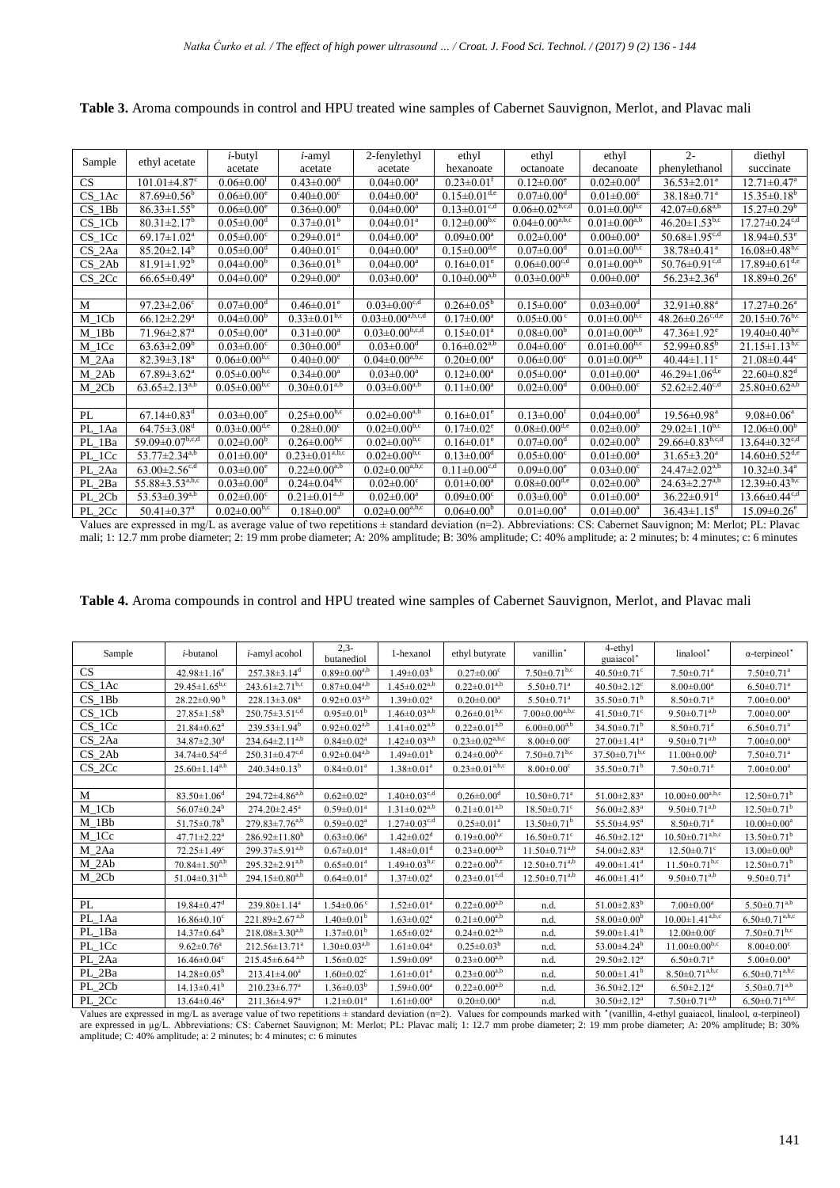**Table 3.** Aroma compounds in control and HPU treated wine samples of Cabernet Sauvignon, Merlot, and Plavac mali

| Sample | ethyl acetate | *i*-butyl acetate | *i*-amyl acetate | 2-fenylethyl acetate | ethyl hexanoate | ethyl octanoate | ethyl decanoate | 2-phenylethanol | diethyl succinate |
|---|---|---|---|---|---|---|---|---|---|
| CS | 101.01±4.87$^{c}$ | 0.06±0.00$^{f}$ | 0.43±0.00$^{d}$ | 0.04±0.00$^{a}$ | 0.23±0.01$^{f}$ | 0.12±0.00$^{e}$ | 0.02±0.00$^{d}$ | 36.53±2.01$^{a}$ | 12.71±0.47$^{a}$ |
| CS_1Ac | 87.69±0.56$^{b}$ | 0.06±0.00$^{e}$ | 0.40±0.00$^{c}$ | 0.04±0.00$^{a}$ | 0.15±0.01$^{d,e}$ | 0.07±0.00$^{d}$ | 0.01±0.00$^{c}$ | 38.18±0.71$^{a}$ | 15.35±0.18$^{b}$ |
| CS_1Bb | 86.33±1.55$^{b}$ | 0.06±0.00$^{e}$ | 0.36±0.00$^{b}$ | 0.04±0.00$^{a}$ | 0.13±0.01$^{c,d}$ | 0.06±0.02$^{b,c,d}$ | 0.01±0.00$^{b,c}$ | 42.07±0.68$^{a,b}$ | 15.27±0.29$^{b}$ |
| CS_1Cb | 80.31±2.17$^{b}$ | 0.05±0.00$^{d}$ | 0.37±0.01$^{b}$ | 0.04±0.01$^{a}$ | 0.12±0.00$^{b,c}$ | 0.04±0.00$^{a,b,c}$ | 0.01±0.00$^{a,b}$ | 46.20±1.53$^{b,c}$ | 17.27±0.24$^{c,d}$ |
| CS_1Cc | 69.17±1.02$^{a}$ | 0.05±0.00$^{c}$ | 0.29±0.01$^{a}$ | 0.04±0.00$^{a}$ | 0.09±0.00$^{a}$ | 0.02±0.00$^{a}$ | 0.00±0.00$^{a}$ | 50.68±1.95$^{c,d}$ | 18.94±0.53$^{e}$ |
| CS_2Aa | 85.20±2.14$^{b}$ | 0.05±0.00$^{d}$ | 0.40±0.01$^{c}$ | 0.04±0.00$^{a}$ | 0.15±0.00$^{d,e}$ | 0.07±0.00$^{d}$ | 0.01±0.00$^{b,c}$ | 38.78±0.41$^{a}$ | 16.08±0.48$^{b,c}$ |
| CS_2Ab | 81.91±1.92$^{b}$ | 0.04±0.00$^{b}$ | 0.36±0.01$^{b}$ | 0.04±0.00$^{a}$ | 0.16±0.01$^{e}$ | 0.06±0.00$^{c,d}$ | 0.01±0.00$^{a,b}$ | 50.76±0.91$^{c,d}$ | 17.89±0.61$^{d,e}$ |
| CS_2Cc | 66.65±0.49$^{a}$ | 0.04±0.00$^{a}$ | 0.29±0.00$^{a}$ | 0.03±0.00$^{a}$ | 0.10±0.00$^{a,b}$ | 0.03±0.00$^{a,b}$ | 0.00±0.00$^{a}$ | 56.23±2.36$^{d}$ | 18.89±0.26$^{e}$ |
| | | | | | | | | | |
| M | 97.23±2.06$^{c}$ | 0.07±0.00$^{d}$ | 0.46±0.01$^{e}$ | 0.03±0.00$^{c,d}$ | 0.26±0.05$^{b}$ | 0.15±0.00$^{e}$ | 0.03±0.00$^{d}$ | 32.91±0.88$^{a}$ | 17.27±0.26$^{a}$ |
| M_1Cb | 66.12±2.29$^{a}$ | 0.04±0.00$^{b}$ | 0.33±0.01$^{b,c}$ | 0.03±0.00$^{a,b,c,d}$ | 0.17±0.00$^{a}$ | 0.05±0.00$^{c}$ | 0.01±0.00$^{b,c}$ | 48.26±0.26$^{c,d,e}$ | 20.15±0.76$^{b,c}$ |
| M_1Bb | 71.96±2.87$^{a}$ | 0.05±0.00$^{a}$ | 0.31±0.00$^{a}$ | 0.03±0.00$^{b,c,d}$ | 0.15±0.01$^{a}$ | 0.08±0.00$^{b}$ | 0.01±0.00$^{a,b}$ | 47.36±1.92$^{e}$ | 19.40±0.40$^{b,c}$ |
| M_1Cc | 63.63±2.09$^{b}$ | 0.03±0.00$^{c}$ | 0.30±0.00$^{d}$ | 0.03±0.00$^{d}$ | 0.16±0.02$^{a,b}$ | 0.04±0.00$^{c}$ | 0.01±0.00$^{b,c}$ | 52.99±0.85$^{b}$ | 21.15±1.13$^{b,c}$ |
| M_2Aa | 82.39±3.18$^{a}$ | 0.06±0.00$^{b,c}$ | 0.40±0.00$^{c}$ | 0.04±0.00$^{a,b,c}$ | 0.20±0.00$^{a}$ | 0.06±0.00$^{c}$ | 0.01±0.00$^{a,b}$ | 40.44±1.11$^{c}$ | 21.08±0.44$^{c}$ |
| M_2Ab | 67.89±3.62$^{a}$ | 0.05±0.00$^{b,c}$ | 0.34±0.00$^{a}$ | 0.03±0.00$^{a}$ | 0.12±0.00$^{a}$ | 0.05±0.00$^{a}$ | 0.01±0.00$^{a}$ | 46.29±1.06$^{d,e}$ | 22.60±0.82$^{d}$ |
| M_2Cb | 63.65±2.13$^{a,b}$ | 0.05±0.00$^{b,c}$ | 0.30±0.01$^{a,b}$ | 0.03±0.00$^{a,b}$ | 0.11±0.00$^{a}$ | 0.02±0.00$^{d}$ | 0.00±0.00$^{c}$ | 52.62±2.40$^{c,d}$ | 25.80±0.62$^{a,b}$ |
| | | | | | | | | | |
| PL | 67.14±0.83$^{d}$ | 0.03±0.00$^{e}$ | 0.25±0.00$^{b,c}$ | 0.02±0.00$^{a,b}$ | 0.16±0.01$^{e}$ | 0.13±0.00$^{f}$ | 0.04±0.00$^{d}$ | 19.56±0.98$^{a}$ | 9.08±0.06$^{a}$ |
| PL_1Aa | 64.75±3.08$^{d}$ | 0.03±0.00$^{d,e}$ | 0.28±0.00$^{c}$ | 0.02±0.00$^{b,c}$ | 0.17±0.02$^{e}$ | 0.08±0.00$^{d,e}$ | 0.02±0.00$^{b}$ | 29.02±1.10$^{b,c}$ | 12.06±0.00$^{b}$ |
| PL_1Ba | 59.09±0.07$^{b,c,d}$ | 0.02±0.00$^{b}$ | 0.26±0.00$^{b,c}$ | 0.02±0.00$^{b,c}$ | 0.16±0.01$^{e}$ | 0.07±0.00$^{d}$ | 0.02±0.00$^{b}$ | 29.66±0.83$^{b,c,d}$ | 13.64±0.32$^{c,d}$ |
| PL_1Cc | 53.77±2.34$^{a,b}$ | 0.01±0.00$^{a}$ | 0.23±0.01$^{a,b,c}$ | 0.02±0.00$^{b,c}$ | 0.13±0.00$^{d}$ | 0.05±0.00$^{c}$ | 0.01±0.00$^{a}$ | 31.65±3.20$^{a}$ | 14.60±0.52$^{d,e}$ |
| PL_2Aa | 63.00±2.56$^{c,d}$ | 0.03±0.00$^{e}$ | 0.22±0.00$^{a,b}$ | 0.02±0.00$^{a,b,c}$ | 0.11±0.00$^{c,d}$ | 0.09±0.00$^{e}$ | 0.03±0.00$^{c}$ | 24.47±2.02$^{a,b}$ | 10.32±0.34$^{a}$ |
| PL_2Ba | 55.88±3.53$^{a,b,c}$ | 0.03±0.00$^{d}$ | 0.24±0.00$^{b,c}$ | 0.02±0.00$^{c}$ | 0.01±0.00$^{a}$ | 0.08±0.00$^{d,e}$ | 0.02±0.00$^{b}$ | 24.63±2.27$^{a,b}$ | 12.39±0.43$^{b,c}$ |
| PL_2Cb | 53.53±0.39$^{a,b}$ | 0.02±0.00$^{c}$ | 0.21±0.01$^{a,b}$ | 0.02±0.00$^{a}$ | 0.09±0.00$^{c}$ | 0.03±0.00$^{b}$ | 0.01±0.00$^{a}$ | 36.22±0.91$^{d}$ | 13.66±0.44$^{c,d}$ |
| PL_2Cc | 50.41±0.37$^{a}$ | 0.02±0.00$^{b,c}$ | 0.18±0.00$^{a}$ | 0.02±0.00$^{a,b,c}$ | 0.06±0.00$^{b}$ | 0.01±0.00$^{a}$ | 0.01±0.00$^{a}$ | 36.43±1.15$^{d}$ | 15.09±0.26$^{e}$ |

Values are expressed in mg/L as average value of two repetitions ± standard deviation (n=2). Abbreviations: CS: Cabernet Sauvignon; M: Merlot; PL: Plavac mali; 1: 12.7 mm probe diameter; 2: 19 mm probe diameter; A: 20% amplitude; B: 30% amplitude; C: 40% amplitude; a: 2 minutes; b: 4 minutes; c: 6 minutes

**Table 4.** Aroma compounds in control and HPU treated wine samples of Cabernet Sauvignon, Merlot, and Plavac mali

| Sample | *i*-butanol | *i*-amyl acohol | 2,3-butanediol | 1-hexanol | ethyl butyrate | vanillin* | 4-ethyl guaiacol* | linalool* | α-terpineol* |
|---|---|---|---|---|---|---|---|---|---|
| CS | 42.98±1.16$^{e}$ | 257.38±3.14$^{d}$ | 0.89±0.00$^{a,b}$ | 1.49±0.03$^{b}$ | 0.27±0.00$^{c}$ | 7.50±0.71$^{b,c}$ | 40.50±0.71$^{c}$ | 7.50±0.71$^{a}$ | 7.50±0.71$^{a}$ |
| CS_1Ac | 29.45±1.65$^{b,c}$ | 243.61±2.71$^{b,c}$ | 0.87±0.04$^{a,b}$ | 1.45±0.02$^{a,b}$ | 0.22±0.01$^{a,b}$ | 5.50±0.71$^{a}$ | 40.50±2.12$^{c}$ | 8.00±0.00$^{a}$ | 6.50±0.71$^{a}$ |
| CS_1Bb | 28.22±0.90$^{b}$ | 228.13±3.08$^{a}$ | 0.92±0.03$^{a,b}$ | 1.39±0.02$^{a}$ | 0.20±0.00$^{a}$ | 5.50±0.71$^{a}$ | 35.50±0.71$^{b}$ | 8.50±0.71$^{a}$ | 7.00±0.00$^{a}$ |
| CS_1Cb | 27.85±1.58$^{b}$ | 250.75±3.51$^{c,d}$ | 0.95±0.01$^{b}$ | 1.46±0.03$^{a,b}$ | 0.26±0.01$^{b,c}$ | 7.00±0.00$^{a,b,c}$ | 41.50±0.71$^{c}$ | 9.50±0.71$^{a,b}$ | 7.00±0.00$^{a}$ |
| CS_1Cc | 21.84±0.62$^{a}$ | 239.53±1.94$^{b}$ | 0.92±0.02$^{a,b}$ | 1.41±0.02$^{a,b}$ | 0.22±0.01$^{a,b}$ | 6.00±0.00$^{a,b}$ | 34.50±0.71$^{b}$ | 8.50±0.71$^{a}$ | 6.50±0.71$^{a}$ |
| CS_2Aa | 34.87±2.30$^{d}$ | 234.64±2.11$^{a,b}$ | 0.84±0.02$^{a}$ | 1.42±0.03$^{a,b}$ | 0.23±0.02$^{a,b,c}$ | 8.00±0.00$^{c}$ | 27.00±1.41$^{a}$ | 9.50±0.71$^{a,b}$ | 7.00±0.00$^{a}$ |
| CS_2Ab | 34.74±0.54$^{c,d}$ | 250.31±0.47$^{c,d}$ | 0.92±0.04$^{a,b}$ | 1.49±0.01$^{b}$ | 0.24±0.00$^{b,c}$ | 7.50±0.71$^{b,c}$ | 37.50±0.71$^{b,c}$ | 11.00±0.00$^{b}$ | 7.50±0.71$^{a}$ |
| CS_2Cc | 25.60±1.14$^{a,b}$ | 240.34±0.13$^{b}$ | 0.84±0.01$^{a}$ | 1.38±0.01$^{a}$ | 0.23±0.01$^{a,b,c}$ | 8.00±0.00$^{c}$ | 35.50±0.71$^{b}$ | 7.50±0.71$^{a}$ | 7.00±0.00$^{a}$ |
| | | | | | | | | | |
| M | 83.50±1.06$^{d}$ | 294.72±4.86$^{a,b}$ | 0.62±0.02$^{a}$ | 1.40±0.03$^{c,d}$ | 0.26±0.00$^{d}$ | 10.50±0.71$^{a}$ | 51.00±2.83$^{a}$ | 10.00±0.00$^{a,b,c}$ | 12.50±0.71$^{b}$ |
| M_1Cb | 56.07±0.24$^{b}$ | 274.20±2.45$^{a}$ | 0.59±0.01$^{a}$ | 1.31±0.02$^{a,b}$ | 0.21±0.01$^{a,b}$ | 18.50±0.71$^{c}$ | 56.00±2.83$^{a}$ | 9.50±0.71$^{a,b}$ | 12.50±0.71$^{b}$ |
| M_1Bb | 51.75±0.78$^{b}$ | 279.83±7.76$^{a,b}$ | 0.59±0.02$^{a}$ | 1.27±0.03$^{c,d}$ | 0.25±0.01$^{a}$ | 13.50±0.71$^{b}$ | 55.50±4.95$^{a}$ | 8.50±0.71$^{a}$ | 10.00±0.00$^{a}$ |
| M_1Cc | 47.71±2.22$^{a}$ | 286.92±11.80$^{b}$ | 0.63±0.06$^{a}$ | 1.42±0.02$^{d}$ | 0.19±0.00$^{b,c}$ | 16.50±0.71$^{c}$ | 46.50±2.12$^{a}$ | 10.50±0.71$^{a,b,c}$ | 13.50±0.71$^{b}$ |
| M_2Aa | 72.25±1.49$^{c}$ | 299.37±5.91$^{a,b}$ | 0.67±0.01$^{a}$ | 1.48±0.01$^{d}$ | 0.23±0.00$^{a,b}$ | 11.50±0.71$^{a,b}$ | 54.00±2.83$^{a}$ | 12.50±0.71$^{c}$ | 13.00±0.00$^{b}$ |
| M_2Ab | 70.84±1.50$^{a,b}$ | 295.32±2.91$^{a,b}$ | 0.65±0.01$^{a}$ | 1.49±0.03$^{b,c}$ | 0.22±0.00$^{b,c}$ | 12.50±0.71$^{a,b}$ | 49.00±1.41$^{a}$ | 11.50±0.71$^{b,c}$ | 12.50±0.71$^{b}$ |
| M_2Cb | 51.04±0.31$^{a,b}$ | 294.15±0.80$^{a,b}$ | 0.64±0.01$^{a}$ | 1.37±0.02$^{a}$ | 0.23±0.01$^{c,d}$ | 12.50±0.71$^{a,b}$ | 46.00±1.41$^{a}$ | 9.50±0.71$^{a,b}$ | 9.50±0.71$^{a}$ |
| | | | | | | | | | |
| PL | 19.84±0.47$^{d}$ | 239.80±1.14$^{a}$ | 1.54±0.06$^{c}$ | 1.52±0.01$^{a}$ | 0.22±0.00$^{a,b}$ | n.d. | 51.00±2.83$^{b}$ | 7.00±0.00$^{a}$ | 5.50±0.71$^{a,b}$ |
| PL_1Aa | 16.86±0.10$^{c}$ | 221.89±2.67$^{a,b}$ | 1.40±0.01$^{b}$ | 1.63±0.02$^{a}$ | 0.21±0.00$^{a,b}$ | n.d. | 58.00±0.00$^{b}$ | 10.00±1.41$^{a,b,c}$ | 6.50±0.71$^{a,b,c}$ |
| PL_1Ba | 14.37±0.64$^{b}$ | 218.08±3.30$^{a,b}$ | 1.37±0.01$^{b}$ | 1.65±0.02$^{a}$ | 0.24±0.02$^{a,b}$ | n.d. | 59.00±1.41$^{b}$ | 12.00±0.00$^{c}$ | 7.50±0.71$^{b,c}$ |
| PL_1Cc | 9.62±0.76$^{a}$ | 212.56±13.71$^{a}$ | 1.30±0.03$^{a,b}$ | 1.61±0.04$^{a}$ | 0.25±0.03$^{b}$ | n.d. | 53.00±4.24$^{b}$ | 11.00±0.00$^{b,c}$ | 8.00±0.00$^{c}$ |
| PL_2Aa | 16.46±0.04$^{c}$ | 215.45±6.64$^{a,b}$ | 1.56±0.02$^{c}$ | 1.59±0.09$^{a}$ | 0.23±0.00$^{a,b}$ | n.d. | 29.50±2.12$^{a}$ | 6.50±0.71$^{a}$ | 5.00±0.00$^{a}$ |
| PL_2Ba | 14.28±0.05$^{b}$ | 213.41±4.00$^{a}$ | 1.60±0.02$^{c}$ | 1.61±0.01$^{a}$ | 0.23±0.00$^{a,b}$ | n.d. | 50.00±1.41$^{b}$ | 8.50±0.71$^{a,b,c}$ | 6.50±0.71$^{a,b,c}$ |
| PL_2Cb | 14.13±0.41$^{b}$ | 210.23±6.77$^{a}$ | 1.36±0.03$^{b}$ | 1.59±0.00$^{a}$ | 0.22±0.00$^{a,b}$ | n.d. | 36.50±2.12$^{a}$ | 6.50±2.12$^{a}$ | 5.50±0.71$^{a,b}$ |
| PL_2Cc | 13.64±0.46$^{a}$ | 211.36±4.97$^{a}$ | 1.21±0.01$^{a}$ | 1.61±0.00$^{a}$ | 0.20±0.00$^{a}$ | n.d. | 30.50±2.12$^{a}$ | 7.50±0.71$^{a,b}$ | 6.50±0.71$^{a,b,c}$ |

Values are expressed in mg/L as average value of two repetitions ± standard deviation (n=2). Values for compounds marked with *(vanillin, 4-ethyl guaiacol, linalool, α-terpineol) are expressed in µg/L. Abbreviations: CS: Cabernet Sauvignon; M: Merlot; PL: Plavac mali; 1: 12.7 mm probe diameter; 2: 19 mm probe diameter; A: 20% amplitude; B: 30% amplitude; C: 40% amplitude; a: 2 minutes; b: 4 minutes; c: 6 minutes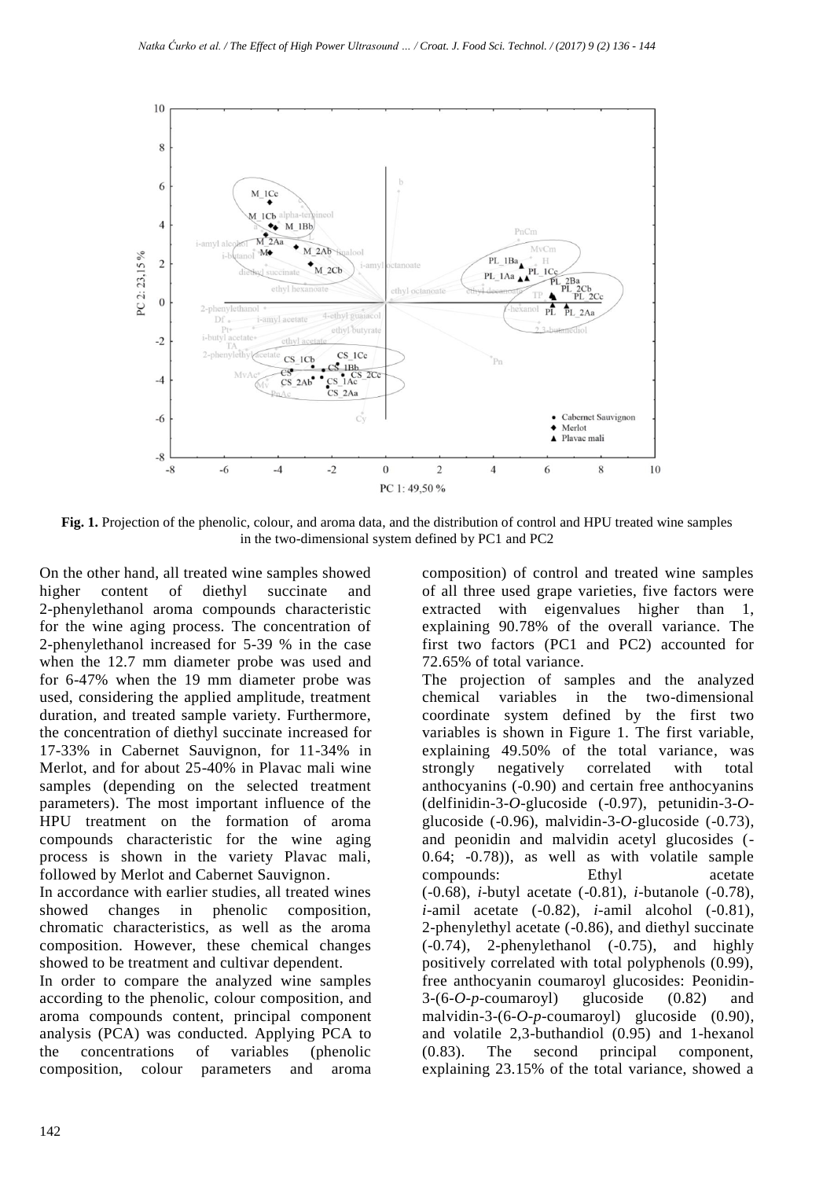**Fig. 1.** Projection of the phenolic, colour, and aroma data, and the distribution of control and HPU treated wine samples in the two-dimensional system defined by PC1 and PC2

On the other hand, all treated wine samples showed higher content of diethyl succinate and 2-phenylethanol aroma compounds characteristic for the wine aging process. The concentration of 2-phenylethanol increased for 5-39 % in the case when the 12.7 mm diameter probe was used and for 6-47% when the 19 mm diameter probe was used, considering the applied amplitude, treatment duration, and treated sample variety. Furthermore, the concentration of diethyl succinate increased for 17-33% in Cabernet Sauvignon, for 11-34% in Merlot, and for about 25-40% in Plavac mali wine samples (depending on the selected treatment parameters). The most important influence of the HPU treatment on the formation of aroma compounds characteristic for the wine aging process is shown in the variety Plavac mali, followed by Merlot and Cabernet Sauvignon.

In accordance with earlier studies, all treated wines showed changes in phenolic composition, chromatic characteristics, as well as the aroma composition. However, these chemical changes showed to be treatment and cultivar dependent.

In order to compare the analyzed wine samples according to the phenolic, colour composition, and aroma compounds content, principal component analysis (PCA) was conducted. Applying PCA to the concentrations of variables (phenolic composition, colour parameters and aroma composition) of control and treated wine samples of all three used grape varieties, five factors were extracted with eigenvalues higher than 1, explaining 90.78% of the overall variance. The first two factors (PC1 and PC2) accounted for 72.65% of total variance.

The projection of samples and the analyzed chemical variables in the two-dimensional coordinate system defined by the first two variables is shown in Figure 1. The first variable, explaining 49.50% of the total variance, was strongly negatively correlated with total anthocyanins (-0.90) and certain free anthocyanins (delfinidin-3-*O*-glucoside (-0.97), petunidin-3-*O*-glucoside (-0.96), malvidin-3-*O*-glucoside (-0.73), and peonidin and malvidin acetyl glucosides (-0.64; -0.78)), as well as with volatile sample compounds: Ethyl acetate (-0.68), *i*-butyl acetate (-0.81), *i*-butanole (-0.78), *i*-amil acetate (-0.82), *i*-amil alcohol (-0.81), 2-phenylethyl acetate (-0.86), and diethyl succinate (-0.74), 2-phenylethanol (-0.75), and highly positively correlated with total polyphenols (0.99), free anthocyanin coumaroyl glucosides: Peonidin-3-(6-*O*-*p*-coumaroyl) glucoside (0.82) and malvidin-3-(6-*O*-*p*-coumaroyl) glucoside (0.90), and volatile 2,3-buthandiol (0.95) and 1-hexanol (0.83). The second principal component, explaining 23.15% of the total variance, showed a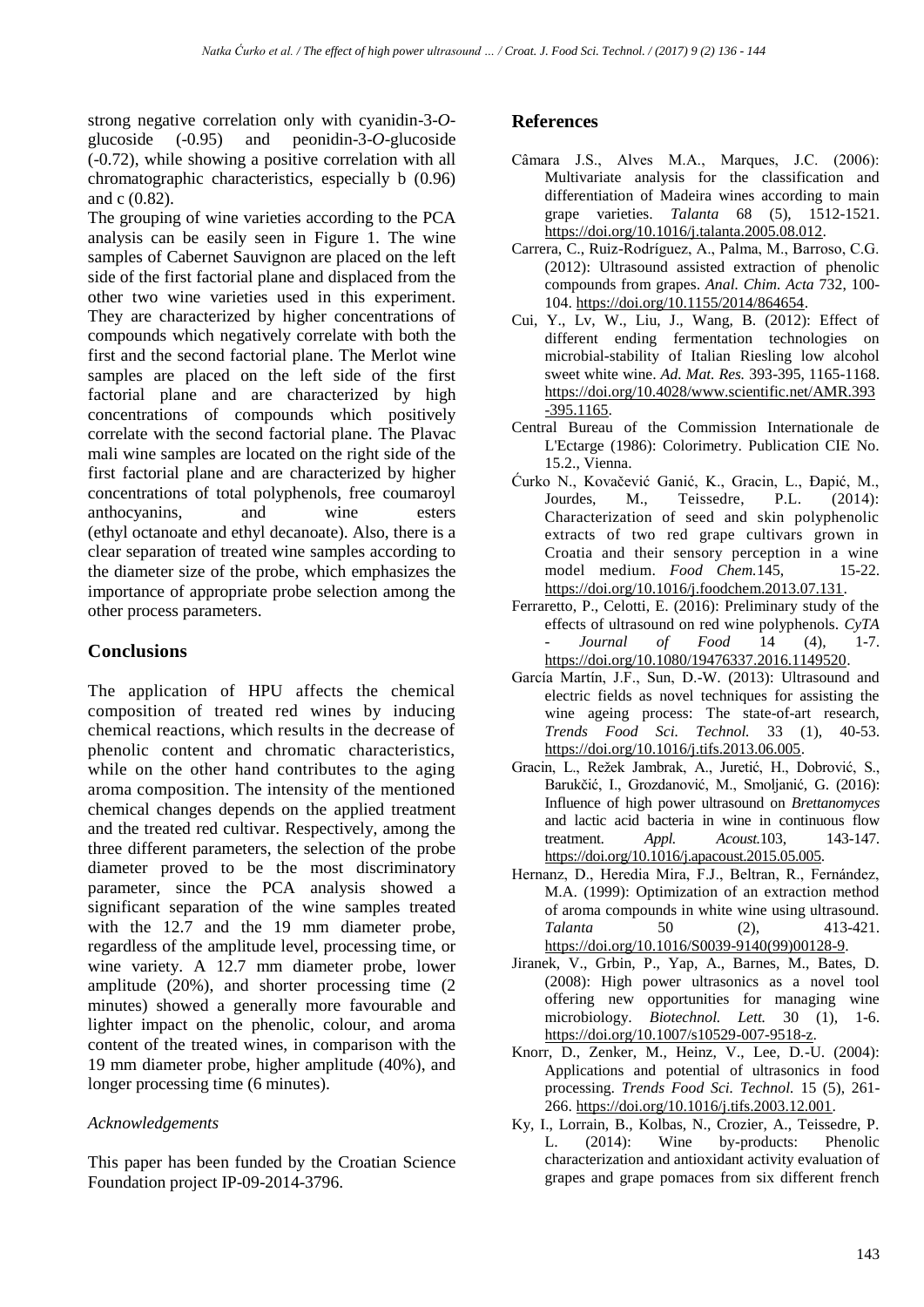strong negative correlation only with cyanidin-3-*O*-glucoside (-0.95) and peonidin-3-*O*-glucoside (-0.72), while showing a positive correlation with all chromatographic characteristics, especially b (0.96) and c (0.82).

The grouping of wine varieties according to the PCA analysis can be easily seen in Figure 1. The wine samples of Cabernet Sauvignon are placed on the left side of the first factorial plane and displaced from the other two wine varieties used in this experiment. They are characterized by higher concentrations of compounds which negatively correlate with both the first and the second factorial plane. The Merlot wine samples are placed on the left side of the first factorial plane and are characterized by high concentrations of compounds which positively correlate with the second factorial plane. The Plavac mali wine samples are located on the right side of the first factorial plane and are characterized by higher concentrations of total polyphenols, free coumaroyl anthocyanins, and wine esters (ethyl octanoate and ethyl decanoate). Also, there is a clear separation of treated wine samples according to the diameter size of the probe, which emphasizes the importance of appropriate probe selection among the other process parameters.

## Conclusions

The application of HPU affects the chemical composition of treated red wines by inducing chemical reactions, which results in the decrease of phenolic content and chromatic characteristics, while on the other hand contributes to the aging aroma composition. The intensity of the mentioned chemical changes depends on the applied treatment and the treated red cultivar. Respectively, among the three different parameters, the selection of the probe diameter proved to be the most discriminatory parameter, since the PCA analysis showed a significant separation of the wine samples treated with the 12.7 and the 19 mm diameter probe, regardless of the amplitude level, processing time, or wine variety. A 12.7 mm diameter probe, lower amplitude (20%), and shorter processing time (2 minutes) showed a generally more favourable and lighter impact on the phenolic, colour, and aroma content of the treated wines, in comparison with the 19 mm diameter probe, higher amplitude (40%), and longer processing time (6 minutes).

### *Acknowledgements*

This paper has been funded by the Croatian Science Foundation project IP-09-2014-3796.

## References

Câmara J.S., Alves M.A., Marques, J.C. (2006): Multivariate analysis for the classification and differentiation of Madeira wines according to main grape varieties. *Talanta* 68 (5), 1512-1521. https://doi.org/10.1016/j.talanta.2005.08.012.

Carrera, C., Ruiz-Rodríguez, A., Palma, M., Barroso, C.G. (2012): Ultrasound assisted extraction of phenolic compounds from grapes. *Anal. Chim. Acta* 732, 100-104. https://doi.org/10.1155/2014/864654.

Cui, Y., Lv, W., Liu, J., Wang, B. (2012): Effect of different ending fermentation technologies on microbial-stability of Italian Riesling low alcohol sweet white wine. *Ad. Mat. Res.* 393-395, 1165-1168. https://doi.org/10.4028/www.scientific.net/AMR.393-395.1165.

Central Bureau of the Commission Internationale de L'Ectarge (1986): Colorimetry. Publication CIE No. 15.2., Vienna.

Ćurko N., Kovačević Ganić, K., Gracin, L., Đapić, M., Jourdes, M., Teissedre, P.L. (2014): Characterization of seed and skin polyphenolic extracts of two red grape cultivars grown in Croatia and their sensory perception in a wine model medium. *Food Chem.*145, 15-22. https://doi.org/10.1016/j.foodchem.2013.07.131.

Ferraretto, P., Celotti, E. (2016): Preliminary study of the effects of ultrasound on red wine polyphenols. *CyTA - Journal of Food* 14 (4), 1-7. https://doi.org/10.1080/19476337.2016.1149520.

García Martín, J.F., Sun, D.-W. (2013): Ultrasound and electric fields as novel techniques for assisting the wine ageing process: The state-of-art research, *Trends Food Sci. Technol.* 33 (1), 40-53. https://doi.org/10.1016/j.tifs.2013.06.005.

Gracin, L., Režek Jambrak, A., Juretić, H., Dobrović, S., Barukčić, I., Grozdanović, M., Smoljanić, G. (2016): Influence of high power ultrasound on *Brettanomyces* and lactic acid bacteria in wine in continuous flow treatment. *Appl. Acoust.*103, 143-147. https://doi.org/10.1016/j.apacoust.2015.05.005.

Hernanz, D., Heredia Mira, F.J., Beltran, R., Fernández, M.A. (1999): Optimization of an extraction method of aroma compounds in white wine using ultrasound. *Talanta* 50 (2), 413-421. https://doi.org/10.1016/S0039-9140(99)00128-9.

Jiranek, V., Grbin, P., Yap, A., Barnes, M., Bates, D. (2008): High power ultrasonics as a novel tool offering new opportunities for managing wine microbiology. *Biotechnol. Lett.* 30 (1), 1-6. https://doi.org/10.1007/s10529-007-9518-z.

Knorr, D., Zenker, M., Heinz, V., Lee, D.-U. (2004): Applications and potential of ultrasonics in food processing. *Trends Food Sci. Technol.* 15 (5), 261-266. https://doi.org/10.1016/j.tifs.2003.12.001.

Ky, I., Lorrain, B., Kolbas, N., Crozier, A., Teissedre, P. L. (2014): Wine by-products: Phenolic characterization and antioxidant activity evaluation of grapes and grape pomaces from six different french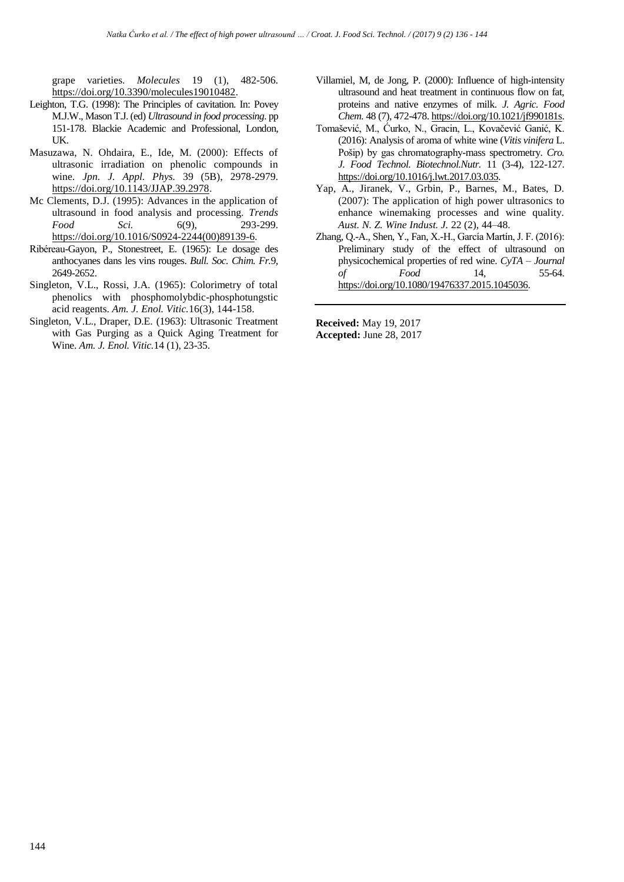grape varieties. *Molecules* 19 (1), 482-506. https://doi.org/10.3390/molecules19010482.

Leighton, T.G. (1998): The Principles of cavitation. In: Povey M.J.W., Mason T.J. (ed) *Ultrasound in food processing*. pp 151-178. Blackie Academic and Professional, London, UK.

Masuzawa, N. Ohdaira, E., Ide, M. (2000): Effects of ultrasonic irradiation on phenolic compounds in wine. *Jpn. J. Appl. Phys.* 39 (5B), 2978-2979. https://doi.org/10.1143/JJAP.39.2978.

Mc Clements, D.J. (1995): Advances in the application of ultrasound in food analysis and processing. *Trends Food Sci.* 6(9), 293-299. https://doi.org/10.1016/S0924-2244(00)89139-6.

Ribéreau-Gayon, P., Stonestreet, E. (1965): Le dosage des anthocyanes dans les vins rouges. *Bull. Soc. Chim. Fr.*9, 2649-2652.

Singleton, V.L., Rossi, J.A. (1965): Colorimetry of total phenolics with phosphomolybdic-phosphotungstic acid reagents. *Am. J. Enol. Vitic.*16(3), 144-158.

Singleton, V.L., Draper, D.E. (1963): Ultrasonic Treatment with Gas Purging as a Quick Aging Treatment for Wine. *Am. J. Enol. Vitic.*14 (1), 23-35.

Villamiel, M, de Jong, P. (2000): Influence of high-intensity ultrasound and heat treatment in continuous flow on fat, proteins and native enzymes of milk. *J. Agric. Food Chem.* 48 (7), 472-478. https://doi.org/10.1021/jf990181s.

Tomašević, M., Ćurko, N., Gracin, L., Kovačević Ganić, K. (2016): Analysis of aroma of white wine (*Vitis vinifera* L. Pošip) by gas chromatography-mass spectrometry. *Cro. J. Food Technol. Biotechnol.Nutr.* 11 (3-4), 122-127. https://doi.org/10.1016/j.lwt.2017.03.035.

Yap, A., Jiranek, V., Grbin, P., Barnes, M., Bates, D. (2007): The application of high power ultrasonics to enhance winemaking processes and wine quality. *Aust. N. Z. Wine Indust. J.* 22 (2), 44–48.

Zhang, Q.-A., Shen, Y., Fan, X.-H., García Martín, J. F. (2016): Preliminary study of the effect of ultrasound on physicochemical properties of red wine. *CyTA – Journal of Food* 14, 55-64. https://doi.org/10.1080/19476337.2015.1045036.

---

**Received:** May 19, 2017
**Accepted:** June 28, 2017